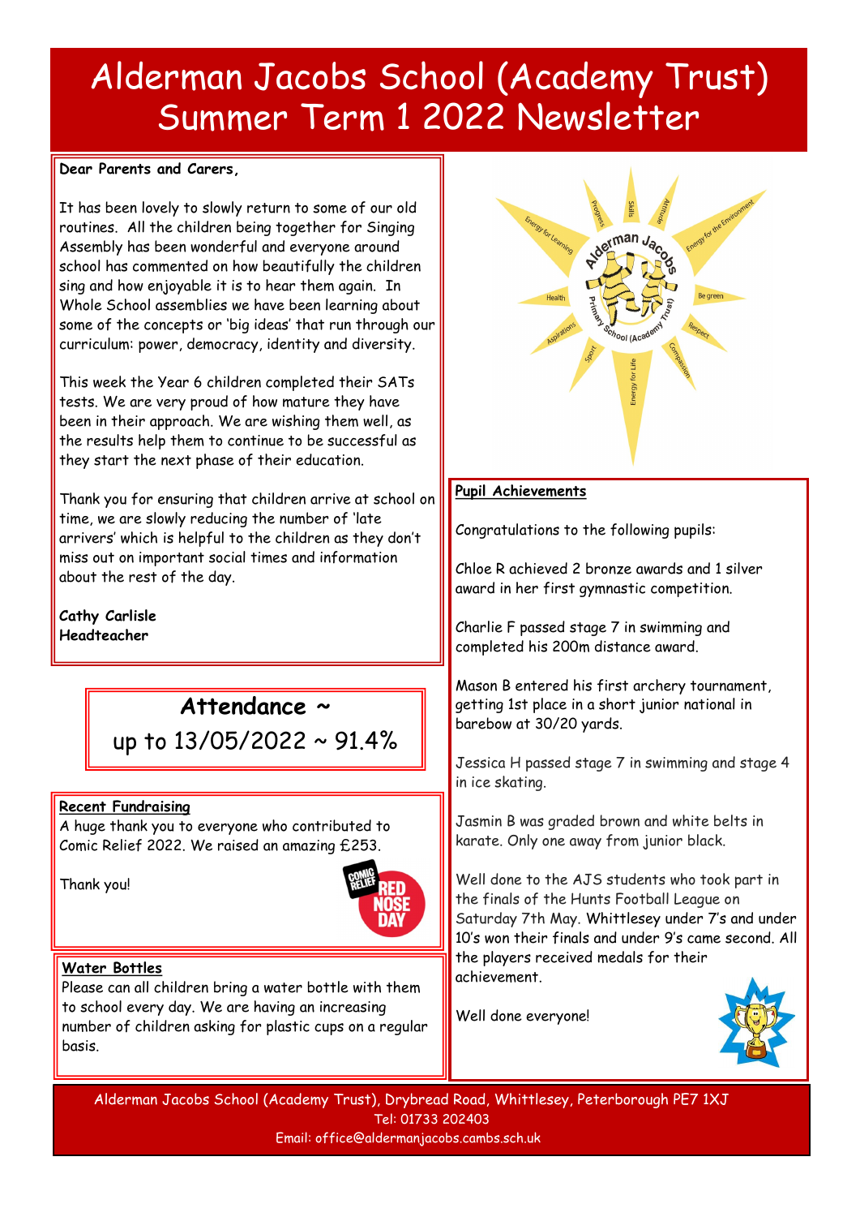# Alderman Jacobs School (Academy Trust) Summer Term 1 2022 Newsletter

**Dear Parents and Carers,**

It has been lovely to slowly return to some of our old routines. All the children being together for Singing Assembly has been wonderful and everyone around school has commented on how beautifully the children sing and how enjoyable it is to hear them again. In Whole School assemblies we have been learning about some of the concepts or 'big ideas' that run through our curriculum: power, democracy, identity and diversity.

This week the Year 6 children completed their SATs tests. We are very proud of how mature they have been in their approach. We are wishing them well, as the results help them to continue to be successful as they start the next phase of their education.

Thank you for ensuring that children arrive at school on time, we are slowly reducing the number of 'late arrivers' which is helpful to the children as they don't miss out on important social times and information about the rest of the day.

**Cathy Carlisle**
**Headteacher**

## Attendance ~ up to 13/05/2022 ~ 91.4%

**Recent Fundraising**

A huge thank you to everyone who contributed to Comic Relief 2022. We raised an amazing £253.

Thank you!

**Water Bottles**

Please can all children bring a water bottle with them to school every day. We are having an increasing number of children asking for plastic cups on a regular basis.

**Pupil Achievements**

Congratulations to the following pupils:

Chloe R achieved 2 bronze awards and 1 silver award in her first gymnastic competition.

Charlie F passed stage 7 in swimming and completed his 200m distance award.

Mason B entered his first archery tournament, getting 1st place in a short junior national in barebow at 30/20 yards.

Jessica H passed stage 7 in swimming and stage 4 in ice skating.

Jasmin B was graded brown and white belts in karate. Only one away from junior black.

Well done to the AJS students who took part in the finals of the Hunts Football League on Saturday 7th May. Whittlesey under 7's and under 10's won their finals and under 9's came second. All the players received medals for their achievement.

Well done everyone!

Alderman Jacobs School (Academy Trust), Drybread Road, Whittlesey, Peterborough PE7 1XJ
Tel: 01733 202403
Email: office@aldermanjacobs.cambs.sch.uk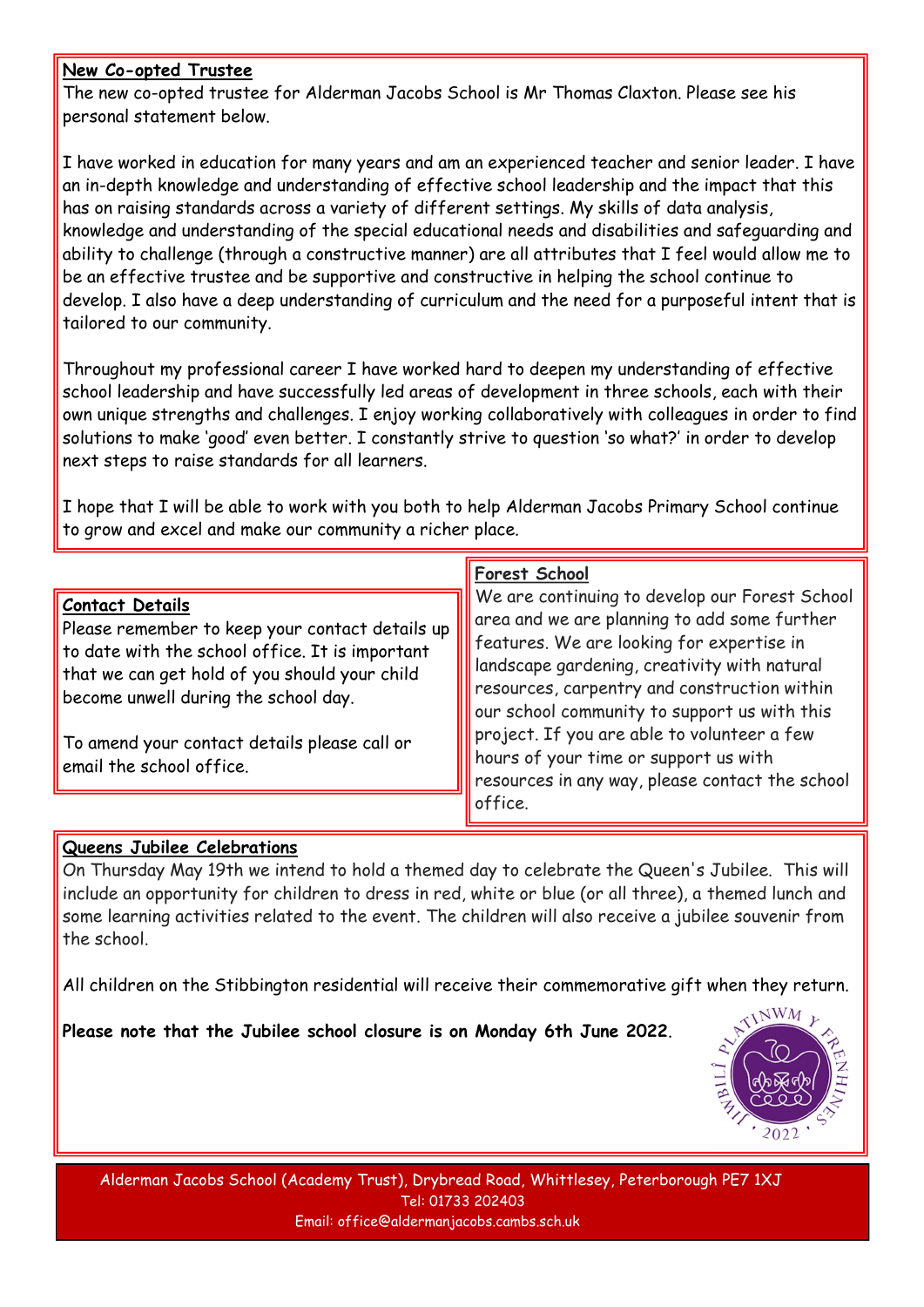## New Co-opted Trustee

The new co-opted trustee for Alderman Jacobs School is Mr Thomas Claxton. Please see his personal statement below.

I have worked in education for many years and am an experienced teacher and senior leader. I have an in-depth knowledge and understanding of effective school leadership and the impact that this has on raising standards across a variety of different settings. My skills of data analysis, knowledge and understanding of the special educational needs and disabilities and safeguarding and ability to challenge (through a constructive manner) are all attributes that I feel would allow me to be an effective trustee and be supportive and constructive in helping the school continue to develop. I also have a deep understanding of curriculum and the need for a purposeful intent that is tailored to our community.

Throughout my professional career I have worked hard to deepen my understanding of effective school leadership and have successfully led areas of development in three schools, each with their own unique strengths and challenges. I enjoy working collaboratively with colleagues in order to find solutions to make 'good' even better. I constantly strive to question 'so what?' in order to develop next steps to raise standards for all learners.

I hope that I will be able to work with you both to help Alderman Jacobs Primary School continue to grow and excel and make our community a richer place.

## Contact Details

Please remember to keep your contact details up to date with the school office. It is important that we can get hold of you should your child become unwell during the school day.

To amend your contact details please call or email the school office.

## Forest School

We are continuing to develop our Forest School area and we are planning to add some further features. We are looking for expertise in landscape gardening, creativity with natural resources, carpentry and construction within our school community to support us with this project. If you are able to volunteer a few hours of your time or support us with resources in any way, please contact the school office.

## Queens Jubilee Celebrations

On Thursday May 19th we intend to hold a themed day to celebrate the Queen's Jubilee. This will include an opportunity for children to dress in red, white or blue (or all three), a themed lunch and some learning activities related to the event. The children will also receive a jubilee souvenir from the school.

All children on the Stibbington residential will receive their commemorative gift when they return.

**Please note that the Jubilee school closure is on Monday 6th June 2022**.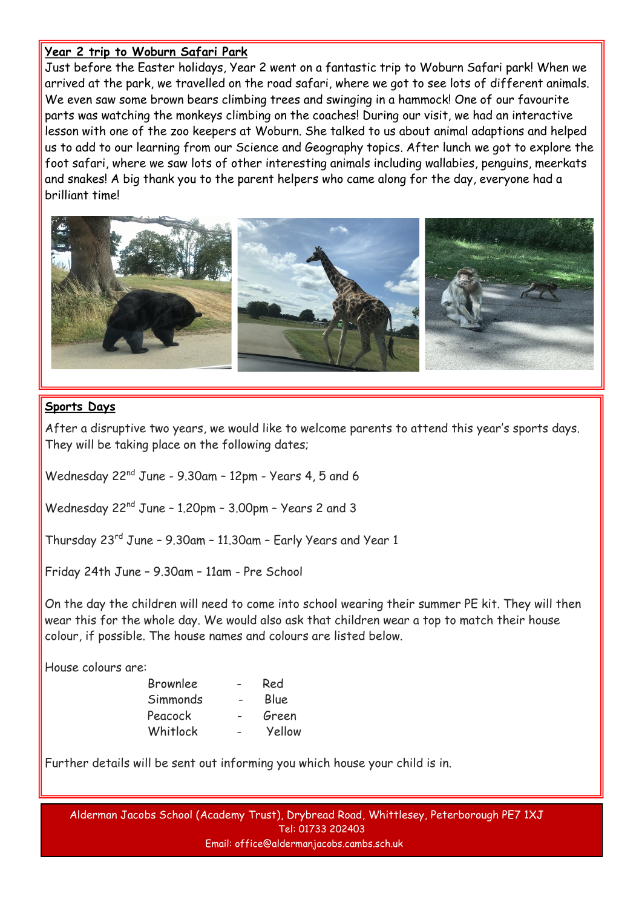## Year 2 trip to Woburn Safari Park

Just before the Easter holidays, Year 2 went on a fantastic trip to Woburn Safari park! When we arrived at the park, we travelled on the road safari, where we got to see lots of different animals. We even saw some brown bears climbing trees and swinging in a hammock! One of our favourite parts was watching the monkeys climbing on the coaches! During our visit, we had an interactive lesson with one of the zoo keepers at Woburn. She talked to us about animal adaptions and helped us to add to our learning from our Science and Geography topics. After lunch we got to explore the foot safari, where we saw lots of other interesting animals including wallabies, penguins, meerkats and snakes! A big thank you to the parent helpers who came along for the day, everyone had a brilliant time!

## Sports Days

After a disruptive two years, we would like to welcome parents to attend this year's sports days. They will be taking place on the following dates;

Wednesday 22nd June - 9.30am – 12pm - Years 4, 5 and 6

Wednesday 22nd June – 1.20pm – 3.00pm – Years 2 and 3

Thursday 23rd June – 9.30am – 11.30am – Early Years and Year 1

Friday 24th June – 9.30am – 11am - Pre School

On the day the children will need to come into school wearing their summer PE kit. They will then wear this for the whole day. We would also ask that children wear a top to match their house colour, if possible. The house names and colours are listed below.

House colours are:

| House | Colour |
|---|---|
| Brownlee | Red |
| Simmonds | Blue |
| Peacock | Green |
| Whitlock | Yellow |

Further details will be sent out informing you which house your child is in.

Alderman Jacobs School (Academy Trust), Drybread Road, Whittlesey, Peterborough PE7 1XJ
Tel: 01733 202403
Email: office@aldermanjacobs.cambs.sch.uk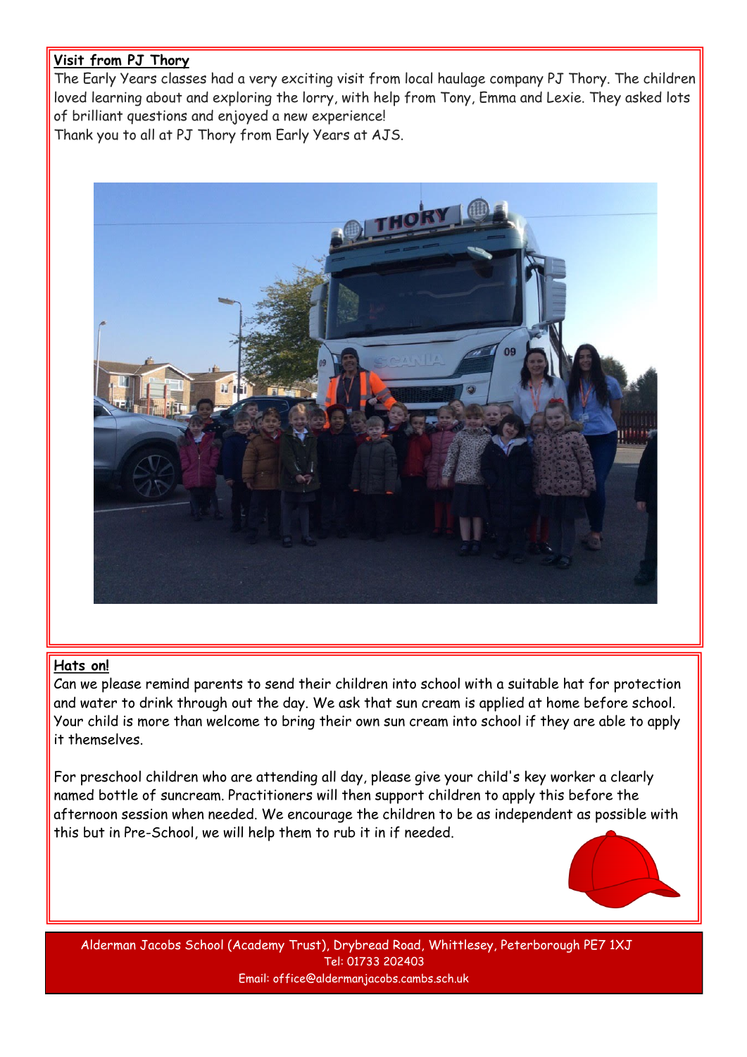**Visit from PJ Thory**

The Early Years classes had a very exciting visit from local haulage company PJ Thory. The children loved learning about and exploring the lorry, with help from Tony, Emma and Lexie. They asked lots of brilliant questions and enjoyed a new experience!

Thank you to all at PJ Thory from Early Years at AJS.

**Hats on!**

Can we please remind parents to send their children into school with a suitable hat for protection and water to drink through out the day. We ask that sun cream is applied at home before school. Your child is more than welcome to bring their own sun cream into school if they are able to apply it themselves.

For preschool children who are attending all day, please give your child's key worker a clearly named bottle of suncream. Practitioners will then support children to apply this before the afternoon session when needed. We encourage the children to be as independent as possible with this but in Pre-School, we will help them to rub it in if needed.

Alderman Jacobs School (Academy Trust), Drybread Road, Whittlesey, Peterborough PE7 1XJ
Tel: 01733 202403
Email: office@aldermanjacobs.cambs.sch.uk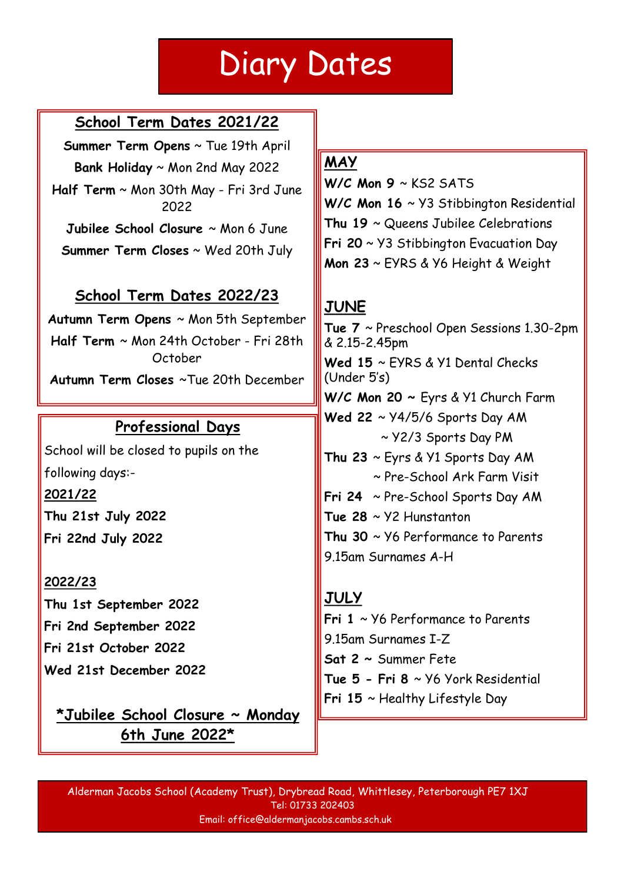# Diary Dates

## School Term Dates 2021/22

**Summer Term Opens** ~ Tue 19th April

**Bank Holiday** ~ Mon 2nd May 2022

**Half Term** ~ Mon 30th May - Fri 3rd June 2022

**Jubilee School Closure** ~ Mon 6 June

**Summer Term Closes** ~ Wed 20th July

## School Term Dates 2022/23

**Autumn Term Opens** ~ Mon 5th September

**Half Term** ~ Mon 24th October - Fri 28th October

**Autumn Term Closes** ~Tue 20th December

## Professional Days

School will be closed to pupils on the following days:-

2021/22

**Thu 21st July 2022**

**Fri 22nd July 2022**

2022/23

**Thu 1st September 2022**

**Fri 2nd September 2022**

**Fri 21st October 2022**

**Wed 21st December 2022**

**\*Jubilee School Closure ~ Monday 6th June 2022\***

## MAY

**W/C Mon 9** ~ KS2 SATS

**W/C Mon 16** ~ Y3 Stibbington Residential

**Thu 19** ~ Queens Jubilee Celebrations

**Fri 20** ~ Y3 Stibbington Evacuation Day

**Mon 23** ~ EYRS & Y6 Height & Weight

## JUNE

**Tue 7** ~ Preschool Open Sessions 1.30-2pm & 2.15-2.45pm

**Wed 15** ~ EYRS & Y1 Dental Checks (Under 5's)

**W/C Mon 20** ~ Eyrs & Y1 Church Farm

**Wed 22** ~ Y4/5/6 Sports Day AM
~ Y2/3 Sports Day PM

**Thu 23** ~ Eyrs & Y1 Sports Day AM
~ Pre-School Ark Farm Visit

**Fri 24** ~ Pre-School Sports Day AM

**Tue 28** ~ Y2 Hunstanton

**Thu 30** ~ Y6 Performance to Parents 9.15am Surnames A-H

## JULY

**Fri 1** ~ Y6 Performance to Parents 9.15am Surnames I-Z

**Sat 2** ~ Summer Fete

**Tue 5 - Fri 8** ~ Y6 York Residential

**Fri 15** ~ Healthy Lifestyle Day

Alderman Jacobs School (Academy Trust), Drybread Road, Whittlesey, Peterborough PE7 1XJ
Tel: 01733 202403
Email: office@aldermanjacobs.cambs.sch.uk